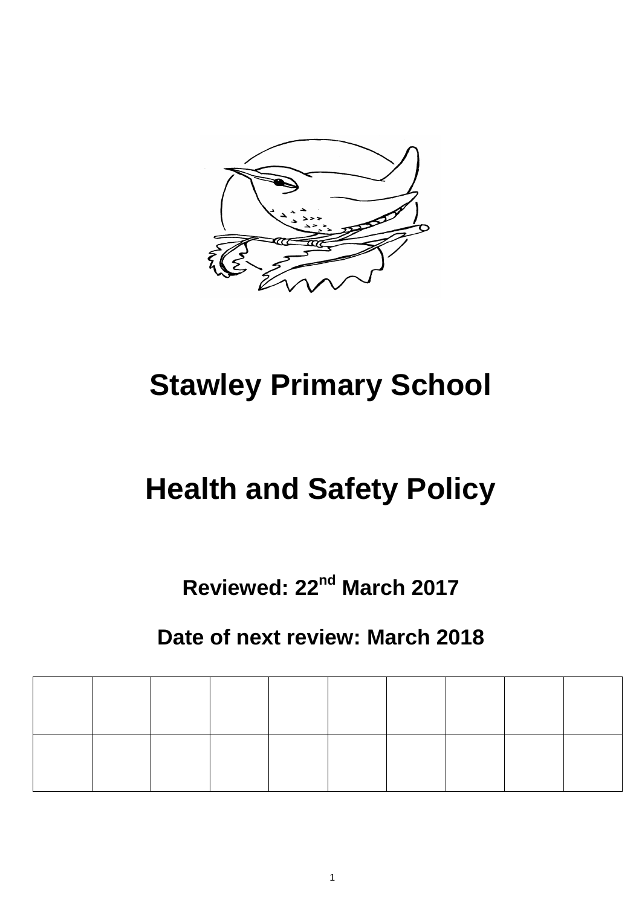# Stawley Primary School

# Health and Safety Policy

**Reviewed: 22nd March 2017**

**Date of next review: March 2018**

| | | | | | | | | | |
|---|---|---|---|---|---|---|---|---|---|
| | | | | | | | | | |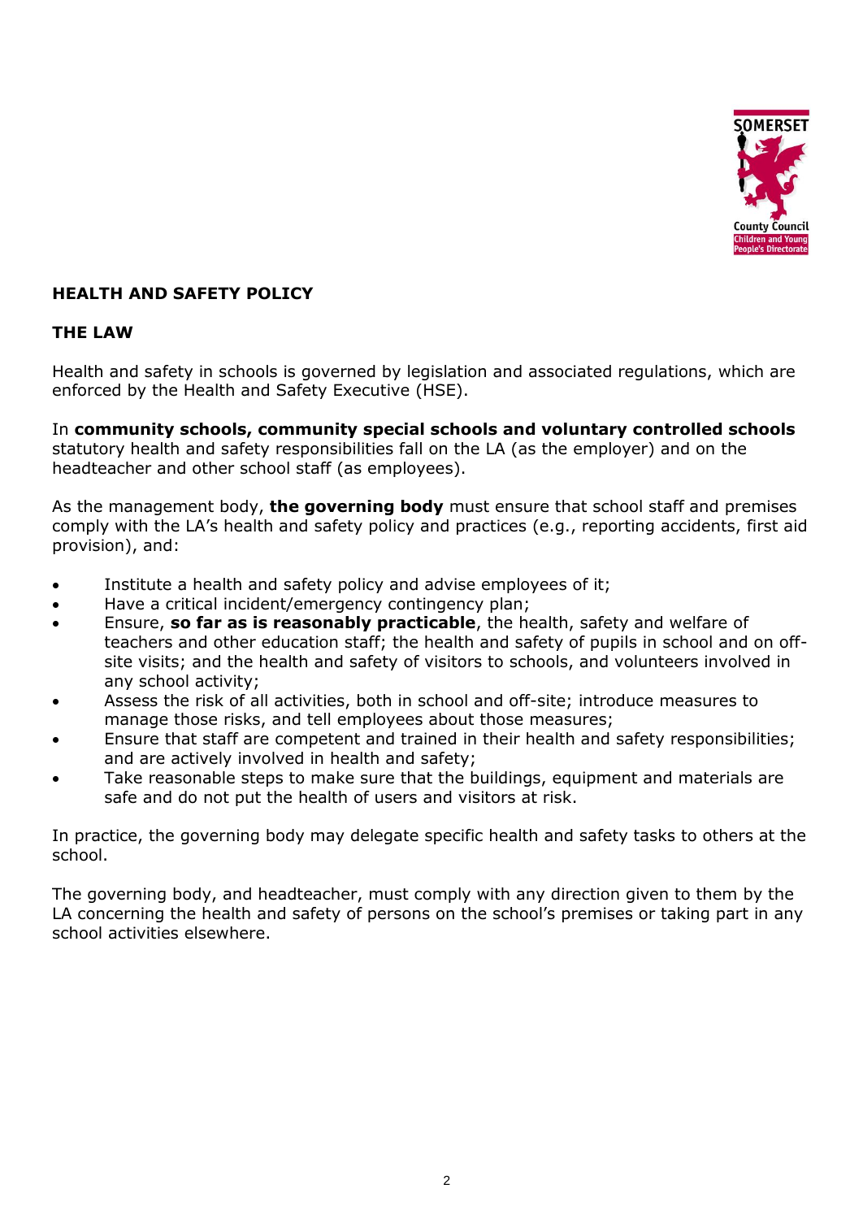## HEALTH AND SAFETY POLICY

### THE LAW

Health and safety in schools is governed by legislation and associated regulations, which are enforced by the Health and Safety Executive (HSE).

In **community schools, community special schools and voluntary controlled schools** statutory health and safety responsibilities fall on the LA (as the employer) and on the headteacher and other school staff (as employees).

As the management body, **the governing body** must ensure that school staff and premises comply with the LA's health and safety policy and practices (e.g., reporting accidents, first aid provision), and:

- Institute a health and safety policy and advise employees of it;
- Have a critical incident/emergency contingency plan;
- Ensure, **so far as is reasonably practicable**, the health, safety and welfare of teachers and other education staff; the health and safety of pupils in school and on off-site visits; and the health and safety of visitors to schools, and volunteers involved in any school activity;
- Assess the risk of all activities, both in school and off-site; introduce measures to manage those risks, and tell employees about those measures;
- Ensure that staff are competent and trained in their health and safety responsibilities; and are actively involved in health and safety;
- Take reasonable steps to make sure that the buildings, equipment and materials are safe and do not put the health of users and visitors at risk.

In practice, the governing body may delegate specific health and safety tasks to others at the school.

The governing body, and headteacher, must comply with any direction given to them by the LA concerning the health and safety of persons on the school's premises or taking part in any school activities elsewhere.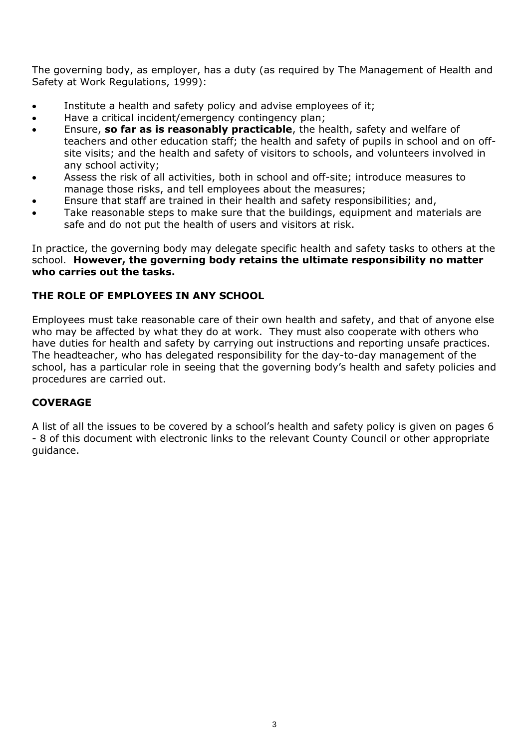The governing body, as employer, has a duty (as required by The Management of Health and Safety at Work Regulations, 1999):

- Institute a health and safety policy and advise employees of it;
- Have a critical incident/emergency contingency plan;
- Ensure, **so far as is reasonably practicable**, the health, safety and welfare of teachers and other education staff; the health and safety of pupils in school and on off-site visits; and the health and safety of visitors to schools, and volunteers involved in any school activity;
- Assess the risk of all activities, both in school and off-site; introduce measures to manage those risks, and tell employees about the measures;
- Ensure that staff are trained in their health and safety responsibilities; and,
- Take reasonable steps to make sure that the buildings, equipment and materials are safe and do not put the health of users and visitors at risk.

In practice, the governing body may delegate specific health and safety tasks to others at the school. **However, the governing body retains the ultimate responsibility no matter who carries out the tasks.**

## THE ROLE OF EMPLOYEES IN ANY SCHOOL

Employees must take reasonable care of their own health and safety, and that of anyone else who may be affected by what they do at work. They must also cooperate with others who have duties for health and safety by carrying out instructions and reporting unsafe practices. The headteacher, who has delegated responsibility for the day-to-day management of the school, has a particular role in seeing that the governing body's health and safety policies and procedures are carried out.

## COVERAGE

A list of all the issues to be covered by a school's health and safety policy is given on pages 6 - 8 of this document with electronic links to the relevant County Council or other appropriate guidance.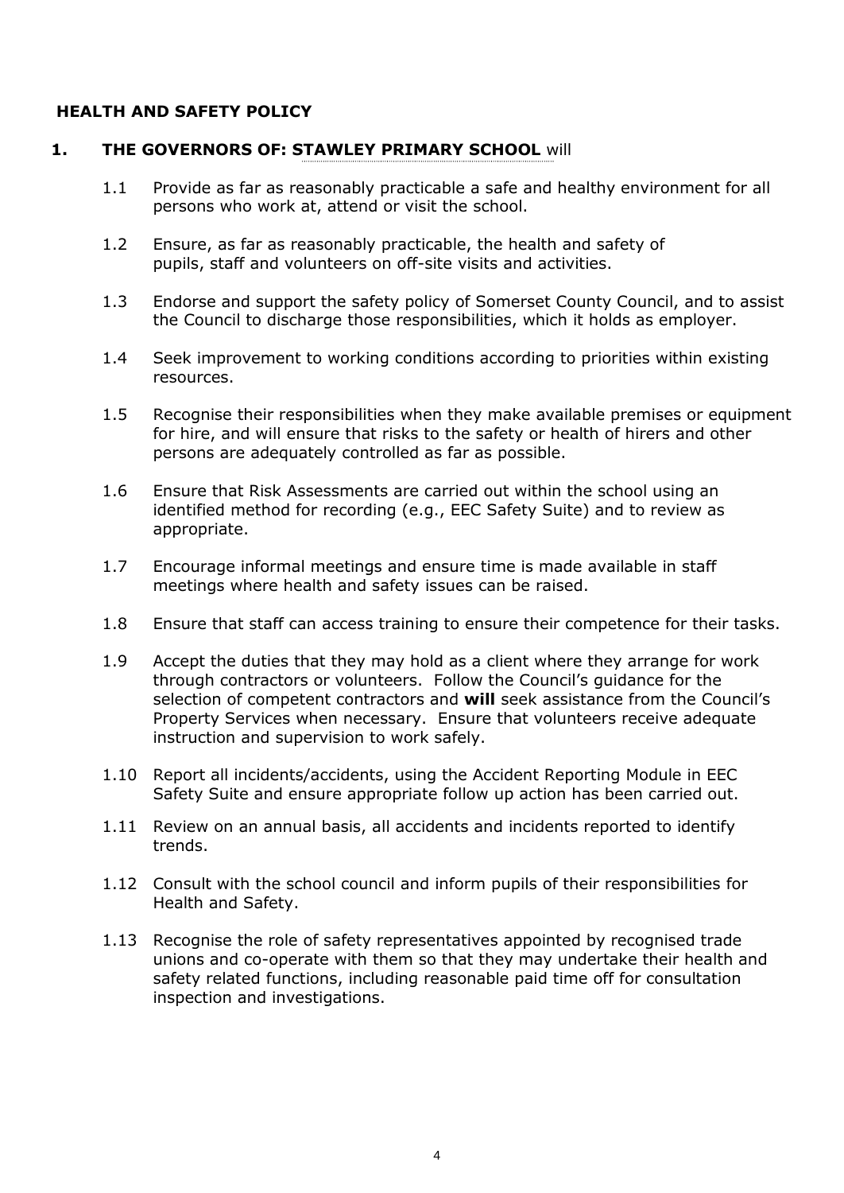## HEALTH AND SAFETY POLICY

### 1. THE GOVERNORS OF: STAWLEY PRIMARY SCHOOL will

1.1 Provide as far as reasonably practicable a safe and healthy environment for all persons who work at, attend or visit the school.

1.2 Ensure, as far as reasonably practicable, the health and safety of pupils, staff and volunteers on off-site visits and activities.

1.3 Endorse and support the safety policy of Somerset County Council, and to assist the Council to discharge those responsibilities, which it holds as employer.

1.4 Seek improvement to working conditions according to priorities within existing resources.

1.5 Recognise their responsibilities when they make available premises or equipment for hire, and will ensure that risks to the safety or health of hirers and other persons are adequately controlled as far as possible.

1.6 Ensure that Risk Assessments are carried out within the school using an identified method for recording (e.g., EEC Safety Suite) and to review as appropriate.

1.7 Encourage informal meetings and ensure time is made available in staff meetings where health and safety issues can be raised.

1.8 Ensure that staff can access training to ensure their competence for their tasks.

1.9 Accept the duties that they may hold as a client where they arrange for work through contractors or volunteers. Follow the Council's guidance for the selection of competent contractors and **will** seek assistance from the Council's Property Services when necessary. Ensure that volunteers receive adequate instruction and supervision to work safely.

1.10 Report all incidents/accidents, using the Accident Reporting Module in EEC Safety Suite and ensure appropriate follow up action has been carried out.

1.11 Review on an annual basis, all accidents and incidents reported to identify trends.

1.12 Consult with the school council and inform pupils of their responsibilities for Health and Safety.

1.13 Recognise the role of safety representatives appointed by recognised trade unions and co-operate with them so that they may undertake their health and safety related functions, including reasonable paid time off for consultation inspection and investigations.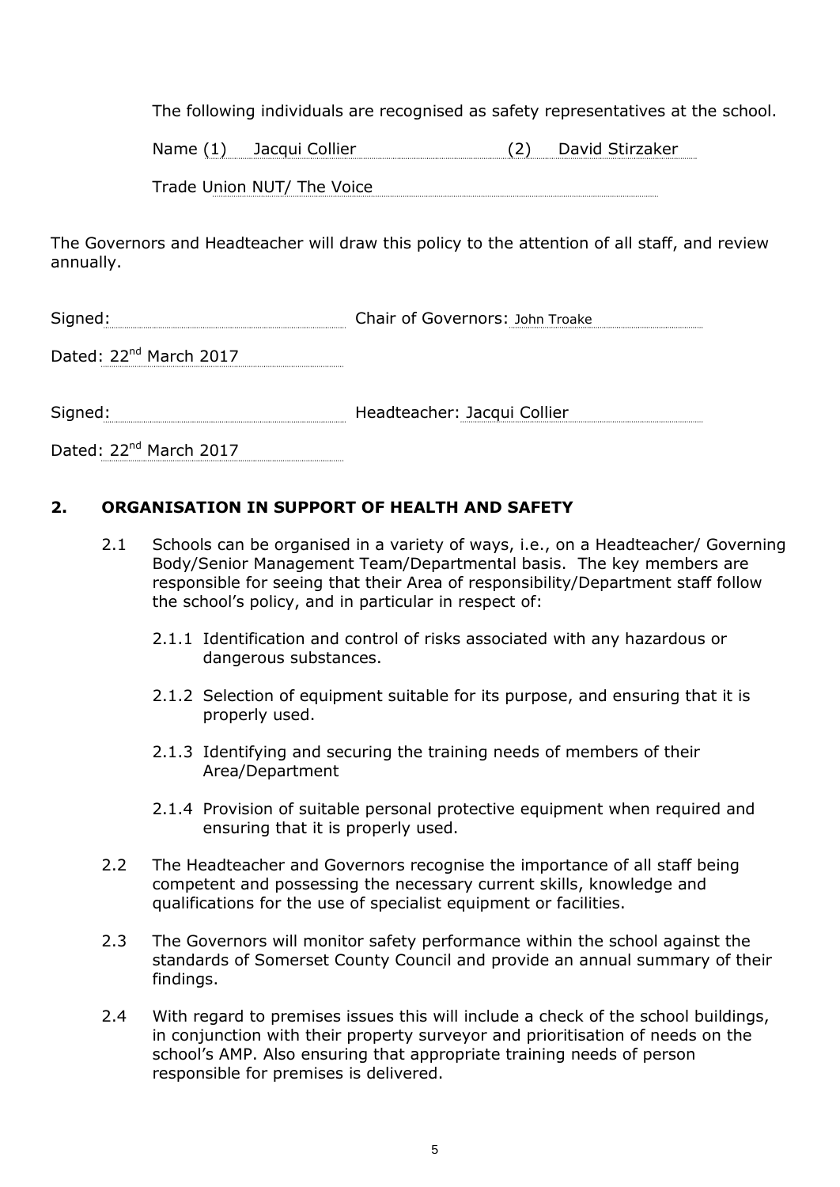The following individuals are recognised as safety representatives at the school.

Name (1) Jacqui Collier (2) David Stirzaker

Trade Union NUT/ The Voice

The Governors and Headteacher will draw this policy to the attention of all staff, and review annually.

Signed: Chair of Governors: John Troake

Dated: 22nd March 2017

Signed: Headteacher: Jacqui Collier

Dated: 22nd March 2017

## 2. ORGANISATION IN SUPPORT OF HEALTH AND SAFETY

2.1 Schools can be organised in a variety of ways, i.e., on a Headteacher/ Governing Body/Senior Management Team/Departmental basis. The key members are responsible for seeing that their Area of responsibility/Department staff follow the school's policy, and in particular in respect of:

2.1.1 Identification and control of risks associated with any hazardous or dangerous substances.

2.1.2 Selection of equipment suitable for its purpose, and ensuring that it is properly used.

2.1.3 Identifying and securing the training needs of members of their Area/Department

2.1.4 Provision of suitable personal protective equipment when required and ensuring that it is properly used.

2.2 The Headteacher and Governors recognise the importance of all staff being competent and possessing the necessary current skills, knowledge and qualifications for the use of specialist equipment or facilities.

2.3 The Governors will monitor safety performance within the school against the standards of Somerset County Council and provide an annual summary of their findings.

2.4 With regard to premises issues this will include a check of the school buildings, in conjunction with their property surveyor and prioritisation of needs on the school's AMP. Also ensuring that appropriate training needs of person responsible for premises is delivered.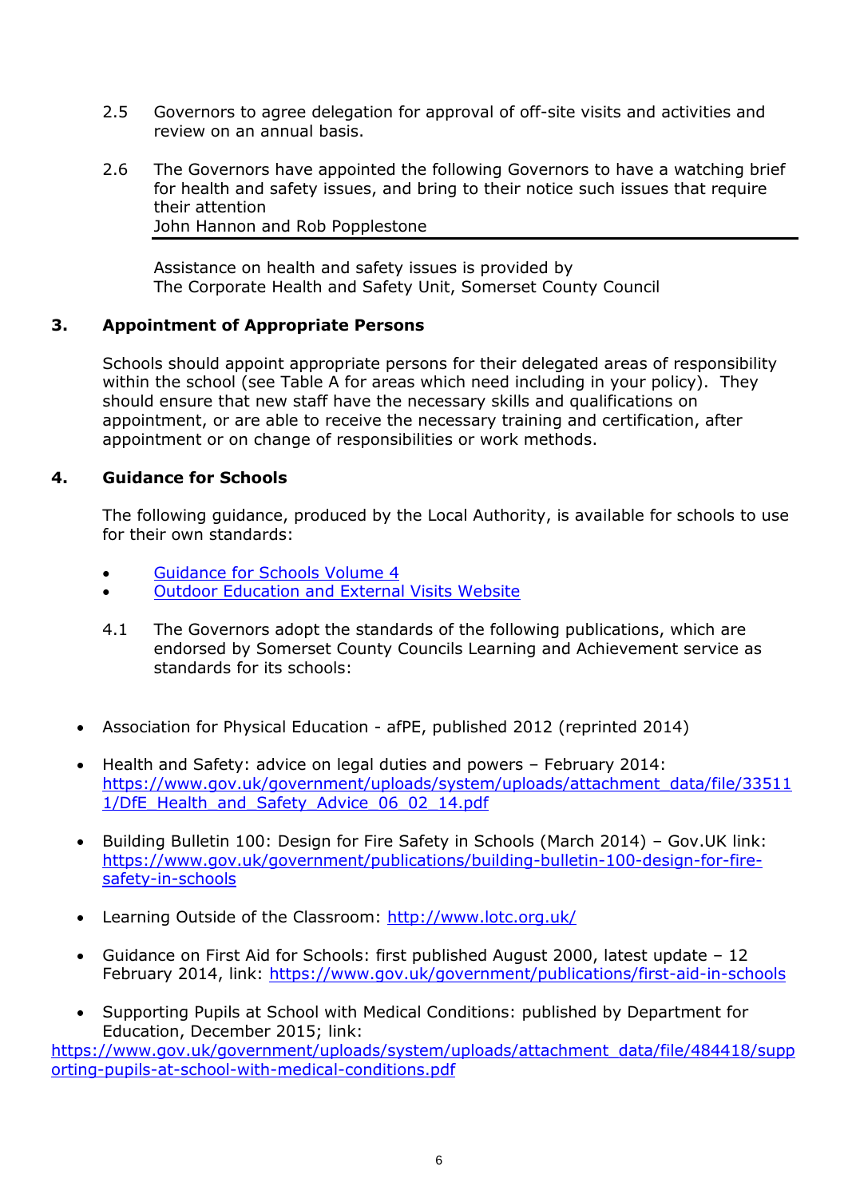2.5 Governors to agree delegation for approval of off-site visits and activities and review on an annual basis.

2.6 The Governors have appointed the following Governors to have a watching brief for health and safety issues, and bring to their notice such issues that require their attention
John Hannon and Rob Popplestone

---

Assistance on health and safety issues is provided by
The Corporate Health and Safety Unit, Somerset County Council

## 3. Appointment of Appropriate Persons

Schools should appoint appropriate persons for their delegated areas of responsibility within the school (see Table A for areas which need including in your policy). They should ensure that new staff have the necessary skills and qualifications on appointment, or are able to receive the necessary training and certification, after appointment or on change of responsibilities or work methods.

## 4. Guidance for Schools

The following guidance, produced by the Local Authority, is available for schools to use for their own standards:

- Guidance for Schools Volume 4
- Outdoor Education and External Visits Website

4.1 The Governors adopt the standards of the following publications, which are endorsed by Somerset County Councils Learning and Achievement service as standards for its schools:

- Association for Physical Education - afPE, published 2012 (reprinted 2014)
- Health and Safety: advice on legal duties and powers – February 2014: https://www.gov.uk/government/uploads/system/uploads/attachment_data/file/335111/DfE_Health_and_Safety_Advice_06_02_14.pdf
- Building Bulletin 100: Design for Fire Safety in Schools (March 2014) – Gov.UK link: https://www.gov.uk/government/publications/building-bulletin-100-design-for-fire-safety-in-schools
- Learning Outside of the Classroom: http://www.lotc.org.uk/
- Guidance on First Aid for Schools: first published August 2000, latest update – 12 February 2014, link: https://www.gov.uk/government/publications/first-aid-in-schools
- Supporting Pupils at School with Medical Conditions: published by Department for Education, December 2015; link: https://www.gov.uk/government/uploads/system/uploads/attachment_data/file/484418/supporting-pupils-at-school-with-medical-conditions.pdf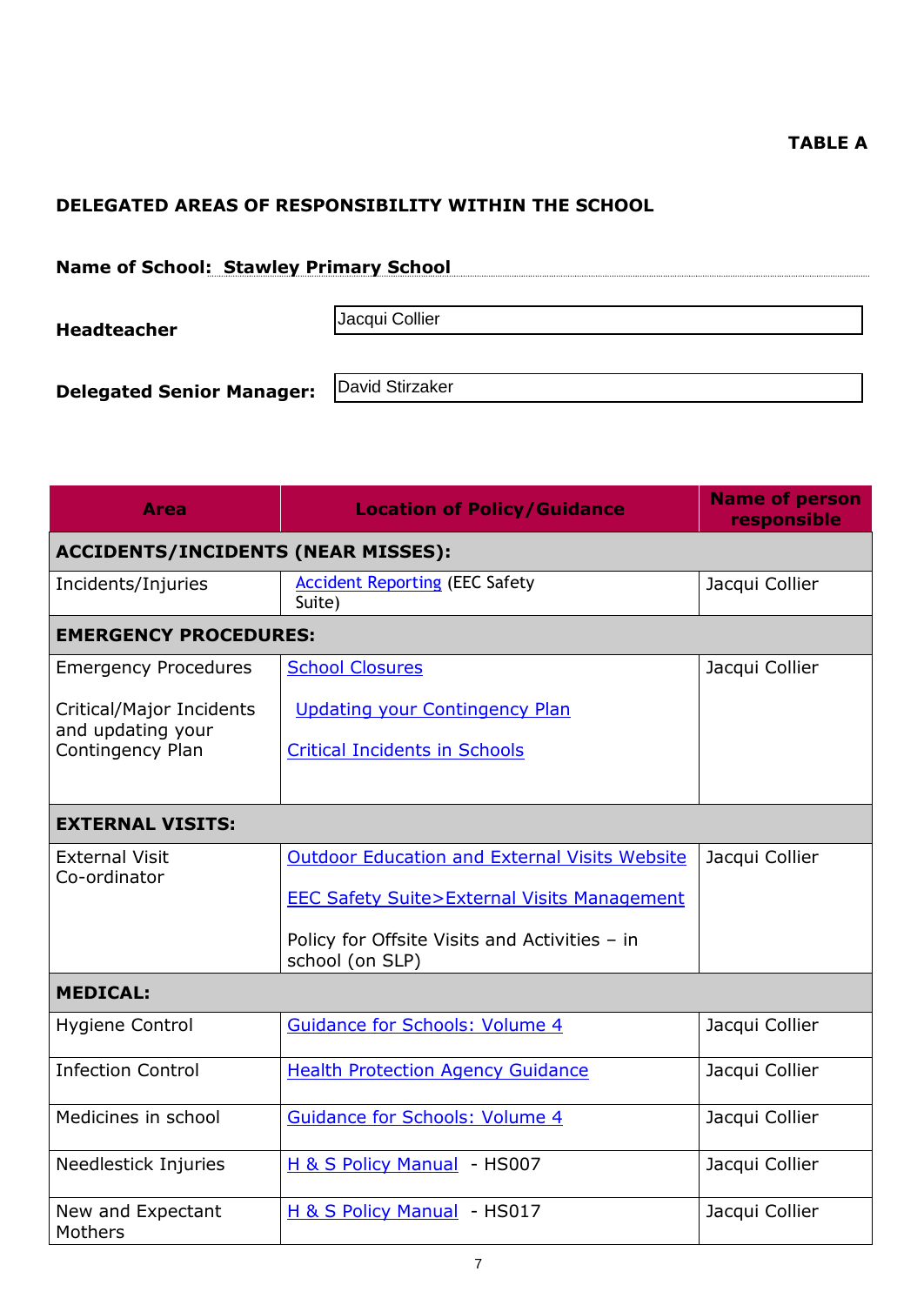**TABLE A**

## DELEGATED AREAS OF RESPONSIBILITY WITHIN THE SCHOOL

**Name of School: Stawley Primary School**

**Headteacher** Jacqui Collier

**Delegated Senior Manager:** David Stirzaker

| Area | Location of Policy/Guidance | Name of person responsible |
|---|---|---|
| **ACCIDENTS/INCIDENTS (NEAR MISSES):** | | |
| Incidents/Injuries | Accident Reporting (EEC Safety Suite) | Jacqui Collier |
| **EMERGENCY PROCEDURES:** | | |
| Emergency Procedures<br><br>Critical/Major Incidents and updating your Contingency Plan | School Closures<br><br>Updating your Contingency Plan<br><br>Critical Incidents in Schools | Jacqui Collier |
| **EXTERNAL VISITS:** | | |
| External Visit Co-ordinator | Outdoor Education and External Visits Website<br><br>EEC Safety Suite>External Visits Management<br><br>Policy for Offsite Visits and Activities – in school (on SLP) | Jacqui Collier |
| **MEDICAL:** | | |
| Hygiene Control | Guidance for Schools: Volume 4 | Jacqui Collier |
| Infection Control | Health Protection Agency Guidance | Jacqui Collier |
| Medicines in school | Guidance for Schools: Volume 4 | Jacqui Collier |
| Needlestick Injuries | H & S Policy Manual - HS007 | Jacqui Collier |
| New and Expectant Mothers | H & S Policy Manual - HS017 | Jacqui Collier |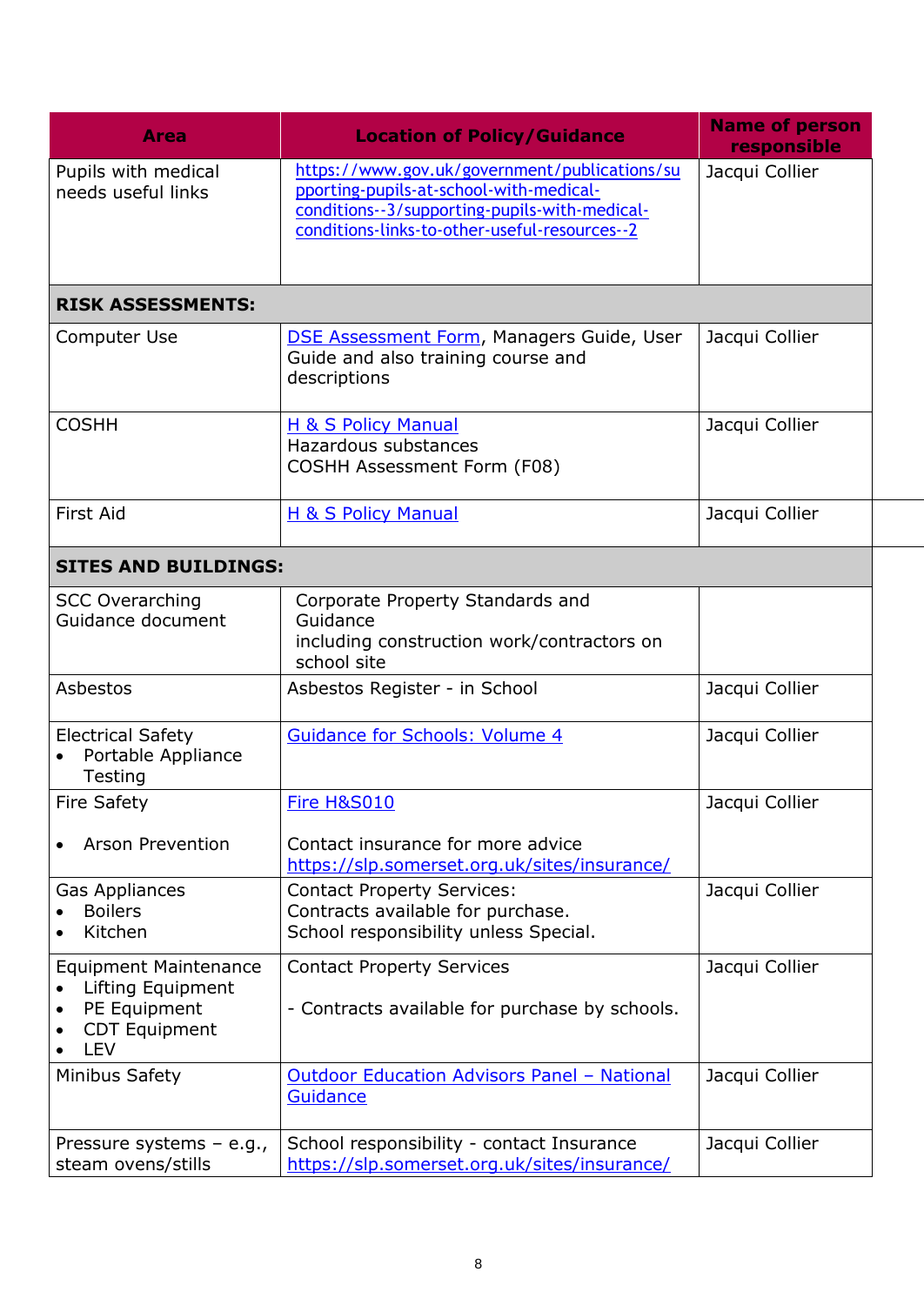| Area | Location of Policy/Guidance | Name of person responsible |
|---|---|---|
| Pupils with medical needs useful links | https://www.gov.uk/government/publications/supporting-pupils-at-school-with-medical-conditions--3/supporting-pupils-with-medical-conditions-links-to-other-useful-resources--2 | Jacqui Collier |
| **RISK ASSESSMENTS:** | | |
| Computer Use | DSE Assessment Form, Managers Guide, User Guide and also training course and descriptions | Jacqui Collier |
| COSHH | H & S Policy Manual<br>Hazardous substances<br>COSHH Assessment Form (F08) | Jacqui Collier |
| First Aid | H & S Policy Manual | Jacqui Collier |
| **SITES AND BUILDINGS:** | | |
| SCC Overarching Guidance document | Corporate Property Standards and Guidance<br>including construction work/contractors on school site | |
| Asbestos | Asbestos Register - in School | Jacqui Collier |
| Electrical Safety<br>• Portable Appliance Testing | Guidance for Schools: Volume 4 | Jacqui Collier |
| Fire Safety<br><br>• Arson Prevention | Fire H&S010<br><br>Contact insurance for more advice<br>https://slp.somerset.org.uk/sites/insurance/ | Jacqui Collier |
| Gas Appliances<br>• Boilers<br>• Kitchen | Contact Property Services:<br>Contracts available for purchase.<br>School responsibility unless Special. | Jacqui Collier |
| Equipment Maintenance<br>• Lifting Equipment<br>• PE Equipment<br>• CDT Equipment<br>• LEV | Contact Property Services<br><br>- Contracts available for purchase by schools. | Jacqui Collier |
| Minibus Safety | Outdoor Education Advisors Panel – National Guidance | Jacqui Collier |
| Pressure systems – e.g., steam ovens/stills | School responsibility - contact Insurance<br>https://slp.somerset.org.uk/sites/insurance/ | Jacqui Collier |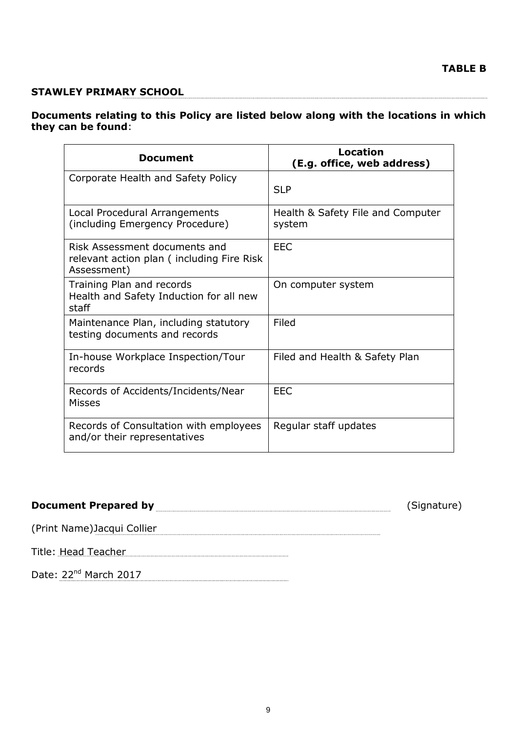**TABLE B**

**STAWLEY PRIMARY SCHOOL**

**Documents relating to this Policy are listed below along with the locations in which they can be found**:

| Document | Location (E.g. office, web address) |
|---|---|
| Corporate Health and Safety Policy | SLP |
| Local Procedural Arrangements (including Emergency Procedure) | Health & Safety File and Computer system |
| Risk Assessment documents and relevant action plan ( including Fire Risk Assessment) | EEC |
| Training Plan and records Health and Safety Induction for all new staff | On computer system |
| Maintenance Plan, including statutory testing documents and records | Filed |
| In-house Workplace Inspection/Tour records | Filed and Health & Safety Plan |
| Records of Accidents/Incidents/Near Misses | EEC |
| Records of Consultation with employees and/or their representatives | Regular staff updates |

**Document Prepared by** ______________________ (Signature)

(Print Name)Jacqui Collier

Title: Head Teacher

Date: 22nd March 2017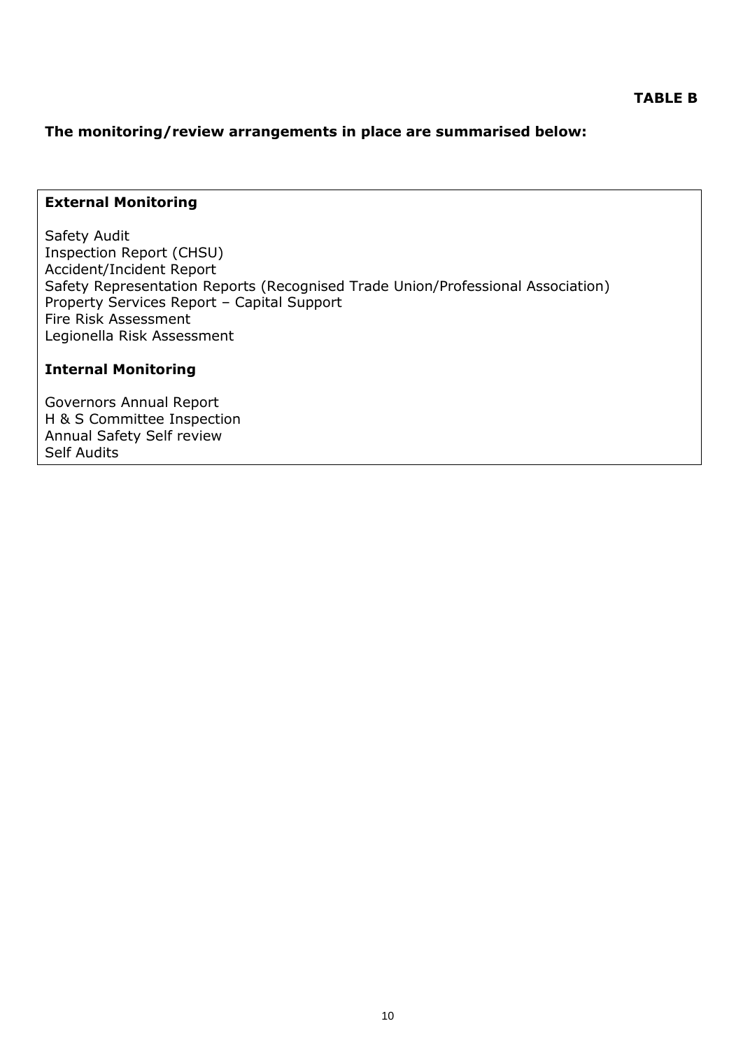**TABLE B**

**The monitoring/review arrangements in place are summarised below:**

**External Monitoring**

Safety Audit
Inspection Report (CHSU)
Accident/Incident Report
Safety Representation Reports (Recognised Trade Union/Professional Association)
Property Services Report – Capital Support
Fire Risk Assessment
Legionella Risk Assessment

**Internal Monitoring**

Governors Annual Report
H & S Committee Inspection
Annual Safety Self review
Self Audits